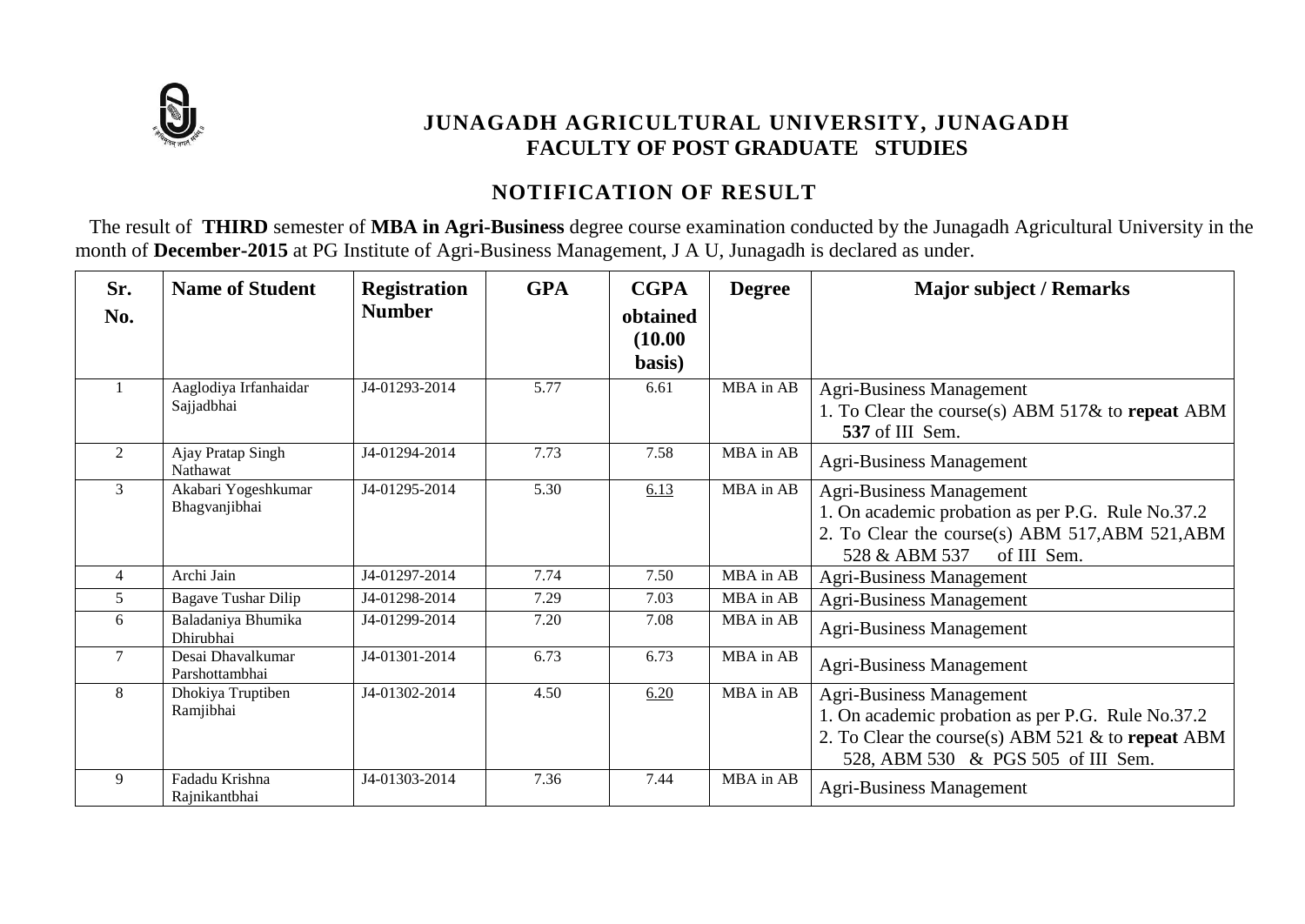# JUNAGADH AGRICULTURAL UNIVERSITY, JUNAGADH
## FACULTY OF POST GRADUATE STUDIES

## NOTIFICATION OF RESULT

The result of **THIRD** semester of **MBA in Agri-Business** degree course examination conducted by the Junagadh Agricultural University in the month of **December-2015** at PG Institute of Agri-Business Management, J A U, Junagadh is declared as under.

| Sr. No. | Name of Student | Registration Number | GPA | CGPA obtained (10.00 basis) | Degree | Major subject / Remarks |
|---|---|---|---|---|---|---|
| 1 | Aaglodiya Irfanhaidar Sajjadbhai | J4-01293-2014 | 5.77 | 6.61 | MBA in AB | Agri-Business Management<br>1. To Clear the course(s) ABM 517& to **repeat** ABM **537** of III Sem. |
| 2 | Ajay Pratap Singh Nathawat | J4-01294-2014 | 7.73 | 7.58 | MBA in AB | Agri-Business Management |
| 3 | Akabari Yogeshkumar Bhagvanjibhai | J4-01295-2014 | 5.30 | 6.13 | MBA in AB | Agri-Business Management<br>1. On academic probation as per P.G. Rule No.37.2<br>2. To Clear the course(s) ABM 517,ABM 521,ABM 528 & ABM 537 of III Sem. |
| 4 | Archi Jain | J4-01297-2014 | 7.74 | 7.50 | MBA in AB | Agri-Business Management |
| 5 | Bagave Tushar Dilip | J4-01298-2014 | 7.29 | 7.03 | MBA in AB | Agri-Business Management |
| 6 | Baladaniya Bhumika Dhirubhai | J4-01299-2014 | 7.20 | 7.08 | MBA in AB | Agri-Business Management |
| 7 | Desai Dhavalkumar Parshottambhai | J4-01301-2014 | 6.73 | 6.73 | MBA in AB | Agri-Business Management |
| 8 | Dhokiya Truptiben Ramjibhai | J4-01302-2014 | 4.50 | 6.20 | MBA in AB | Agri-Business Management<br>1. On academic probation as per P.G. Rule No.37.2<br>2. To Clear the course(s) ABM 521 & to **repeat** ABM 528, ABM 530 & PGS 505 of III Sem. |
| 9 | Fadadu Krishna Rajnikantbhai | J4-01303-2014 | 7.36 | 7.44 | MBA in AB | Agri-Business Management |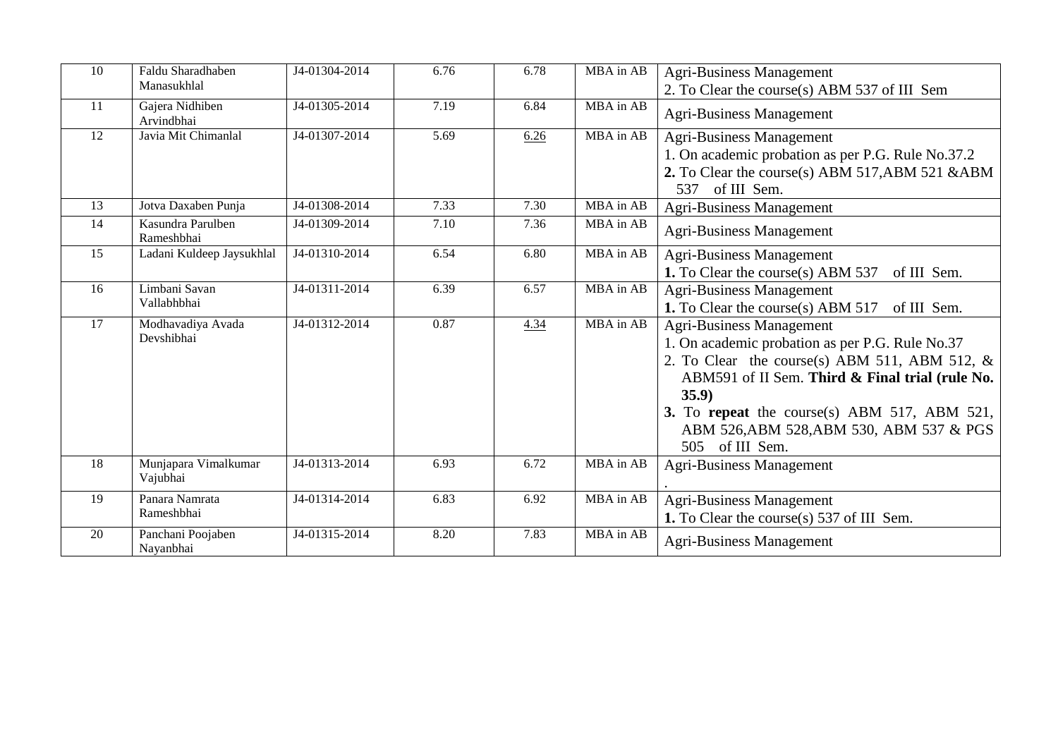| 10 | Faldu Sharadhaben Manasukhlal | J4-01304-2014 | 6.76 | 6.78 | MBA in AB | Agri-Business Management<br>2. To Clear the course(s) ABM 537 of III Sem |
|---|---|---|---|---|---|---|
| 11 | Gajera Nidhiben Arvindbhai | J4-01305-2014 | 7.19 | 6.84 | MBA in AB | Agri-Business Management |
| 12 | Javia Mit Chimanlal | J4-01307-2014 | 5.69 | 6.26 | MBA in AB | Agri-Business Management<br>1. On academic probation as per P.G. Rule No.37.2<br>**2.** To Clear the course(s) ABM 517,ABM 521 &ABM 537 of III Sem. |
| 13 | Jotva Daxaben Punja | J4-01308-2014 | 7.33 | 7.30 | MBA in AB | Agri-Business Management |
| 14 | Kasundra Parulben Rameshbhai | J4-01309-2014 | 7.10 | 7.36 | MBA in AB | Agri-Business Management |
| 15 | Ladani Kuldeep Jaysukhlal | J4-01310-2014 | 6.54 | 6.80 | MBA in AB | Agri-Business Management<br>**1.** To Clear the course(s) ABM 537 of III Sem. |
| 16 | Limbani Savan Vallabhbhai | J4-01311-2014 | 6.39 | 6.57 | MBA in AB | Agri-Business Management<br>**1.** To Clear the course(s) ABM 517 of III Sem. |
| 17 | Modhavadiya Avada Devshibhai | J4-01312-2014 | 0.87 | 4.34 | MBA in AB | Agri-Business Management<br>1. On academic probation as per P.G. Rule No.37<br>2. To Clear the course(s) ABM 511, ABM 512, & ABM591 of II Sem. **Third & Final trial (rule No. 35.9)**<br>**3.** To **repeat** the course(s) ABM 517, ABM 521, ABM 526,ABM 528,ABM 530, ABM 537 & PGS 505 of III Sem. |
| 18 | Munjapara Vimalkumar Vajubhai | J4-01313-2014 | 6.93 | 6.72 | MBA in AB | Agri-Business Management<br>. |
| 19 | Panara Namrata Rameshbhai | J4-01314-2014 | 6.83 | 6.92 | MBA in AB | Agri-Business Management<br>**1.** To Clear the course(s) 537 of III Sem. |
| 20 | Panchani Poojaben Nayanbhai | J4-01315-2014 | 8.20 | 7.83 | MBA in AB | Agri-Business Management |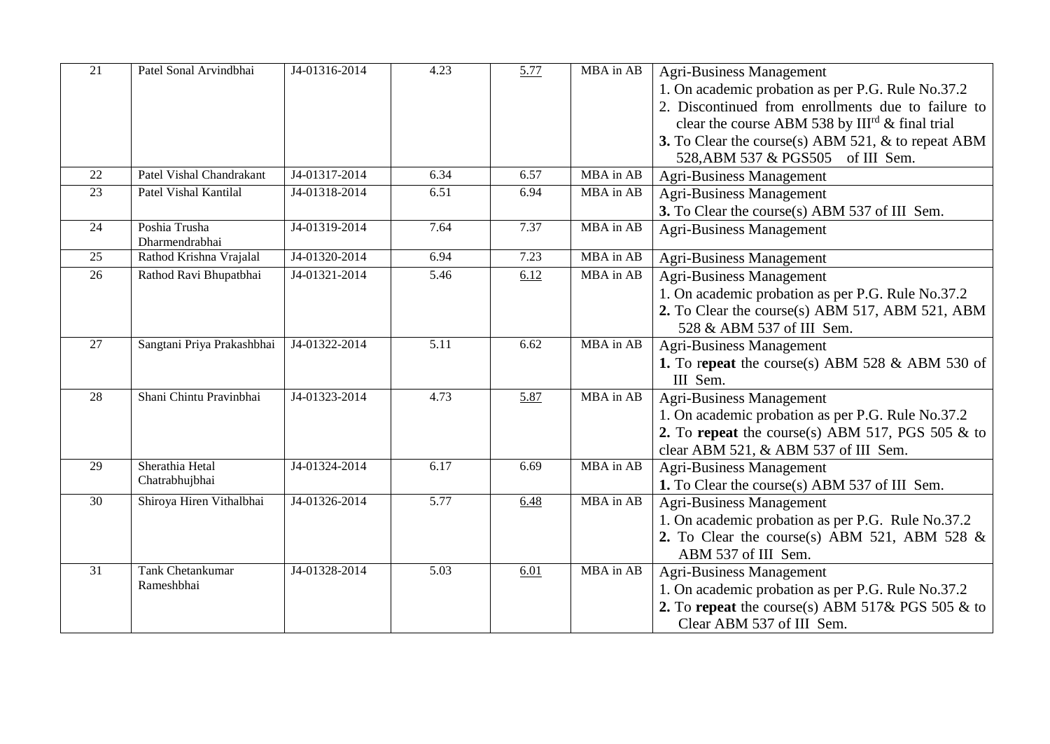| 21 | Patel Sonal Arvindbhai | J4-01316-2014 | 4.23 | 5.77 | MBA in AB | Agri-Business Management<br>1. On academic probation as per P.G. Rule No.37.2<br>2. Discontinued from enrollments due to failure to clear the course ABM 538 by III[rd] & final trial<br>**3.** To Clear the course(s) ABM 521, & to repeat ABM 528,ABM 537 & PGS505 of III Sem. |
|---|---|---|---|---|---|---|
| 22 | Patel Vishal Chandrakant | J4-01317-2014 | 6.34 | 6.57 | MBA in AB | Agri-Business Management |
| 23 | Patel Vishal Kantilal | J4-01318-2014 | 6.51 | 6.94 | MBA in AB | Agri-Business Management<br>**3.** To Clear the course(s) ABM 537 of III Sem. |
| 24 | Poshia Trusha Dharmendrabhai | J4-01319-2014 | 7.64 | 7.37 | MBA in AB | Agri-Business Management |
| 25 | Rathod Krishna Vrajalal | J4-01320-2014 | 6.94 | 7.23 | MBA in AB | Agri-Business Management |
| 26 | Rathod Ravi Bhupatbhai | J4-01321-2014 | 5.46 | 6.12 | MBA in AB | Agri-Business Management<br>1. On academic probation as per P.G. Rule No.37.2<br>**2.** To Clear the course(s) ABM 517, ABM 521, ABM 528 & ABM 537 of III Sem. |
| 27 | Sangtani Priya Prakashbhai | J4-01322-2014 | 5.11 | 6.62 | MBA in AB | Agri-Business Management<br>**1.** To r**epeat** the course(s) ABM 528 & ABM 530 of III Sem. |
| 28 | Shani Chintu Pravinbhai | J4-01323-2014 | 4.73 | 5.87 | MBA in AB | Agri-Business Management<br>1. On academic probation as per P.G. Rule No.37.2<br>**2.** To **repeat** the course(s) ABM 517, PGS 505 & to clear ABM 521, & ABM 537 of III Sem. |
| 29 | Sherathia Hetal Chatrabhujbhai | J4-01324-2014 | 6.17 | 6.69 | MBA in AB | Agri-Business Management<br>**1.** To Clear the course(s) ABM 537 of III Sem. |
| 30 | Shiroya Hiren Vithalbhai | J4-01326-2014 | 5.77 | 6.48 | MBA in AB | Agri-Business Management<br>1. On academic probation as per P.G. Rule No.37.2<br>**2.** To Clear the course(s) ABM 521, ABM 528 & ABM 537 of III Sem. |
| 31 | Tank Chetankumar Rameshbhai | J4-01328-2014 | 5.03 | 6.01 | MBA in AB | Agri-Business Management<br>1. On academic probation as per P.G. Rule No.37.2<br>**2.** To **repeat** the course(s) ABM 517& PGS 505 & to Clear ABM 537 of III Sem. |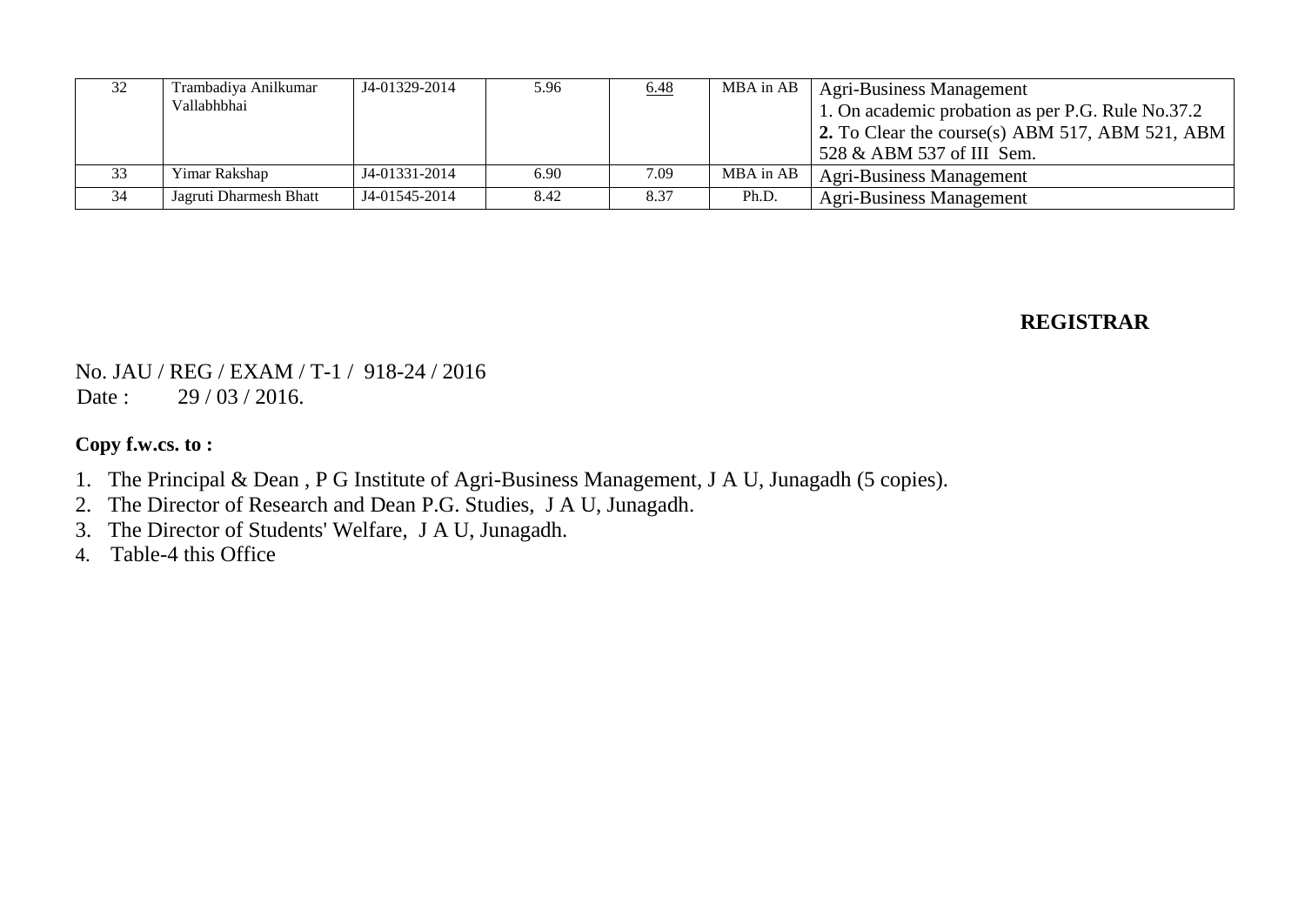| | | | | | | |
|---|---|---|---|---|---|---|
| 32 | Trambadiya Anilkumar Vallabhbhai | J4-01329-2014 | 5.96 | 6.48 | MBA in AB | Agri-Business Management<br>1. On academic probation as per P.G. Rule No.37.2<br>**2.** To Clear the course(s) ABM 517, ABM 521, ABM 528 & ABM 537 of III Sem. |
| 33 | Yimar Rakshap | J4-01331-2014 | 6.90 | 7.09 | MBA in AB | Agri-Business Management |
| 34 | Jagruti Dharmesh Bhatt | J4-01545-2014 | 8.42 | 8.37 | Ph.D. | Agri-Business Management |

**REGISTRAR**

No. JAU / REG / EXAM / T-1 / 918-24 / 2016
Date : 29 / 03 / 2016.

**Copy f.w.cs. to :**

1. The Principal & Dean , P G Institute of Agri-Business Management, J A U, Junagadh (5 copies).
2. The Director of Research and Dean P.G. Studies, J A U, Junagadh.
3. The Director of Students' Welfare, J A U, Junagadh.
4. Table-4 this Office